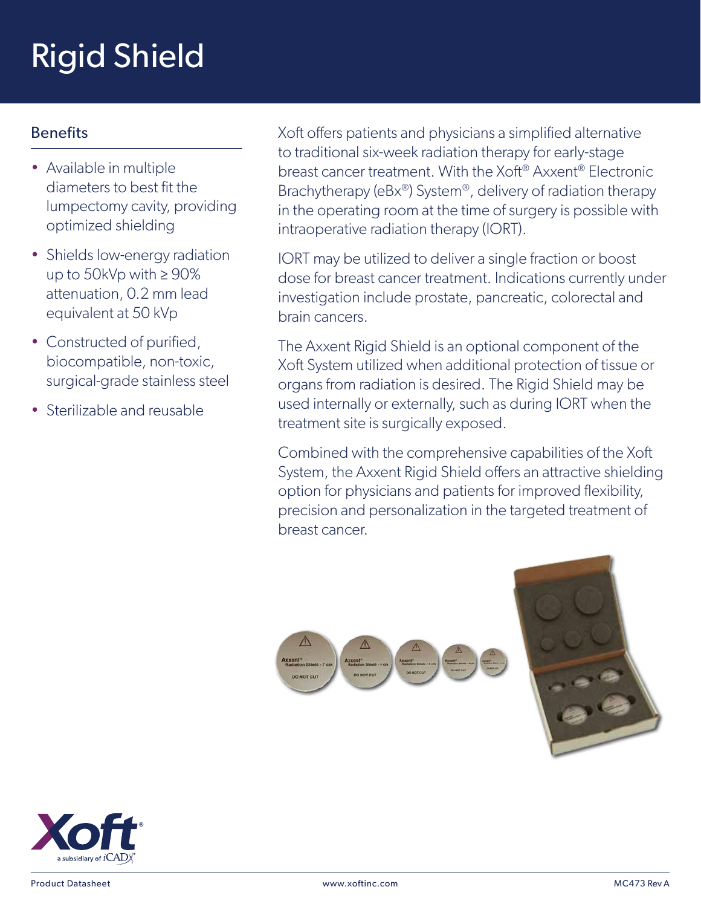# Rigid Shield

## Benefits

- Available in multiple diameters to best fit the lumpectomy cavity, providing optimized shielding
- Shields low-energy radiation up to 50kVp with ≥ 90% attenuation, 0.2 mm lead equivalent at 50 kVp
- Constructed of purified, biocompatible, non-toxic, surgical-grade stainless steel
- Sterilizable and reusable

Xoft offers patients and physicians a simplified alternative to traditional six-week radiation therapy for early-stage breast cancer treatment. With the Xoft® Axxent® Electronic Brachytherapy (eBx®) System®, delivery of radiation therapy in the operating room at the time of surgery is possible with intraoperative radiation therapy (IORT).

IORT may be utilized to deliver a single fraction or boost dose for breast cancer treatment. Indications currently under investigation include prostate, pancreatic, colorectal and brain cancers.

The Axxent Rigid Shield is an optional component of the Xoft System utilized when additional protection of tissue or organs from radiation is desired. The Rigid Shield may be used internally or externally, such as during IORT when the treatment site is surgically exposed.

Combined with the comprehensive capabilities of the Xoft System, the Axxent Rigid Shield offers an attractive shielding option for physicians and patients for improved flexibility, precision and personalization in the targeted treatment of breast cancer.

Product Datasheet www.xoftinc.com MC473 Rev A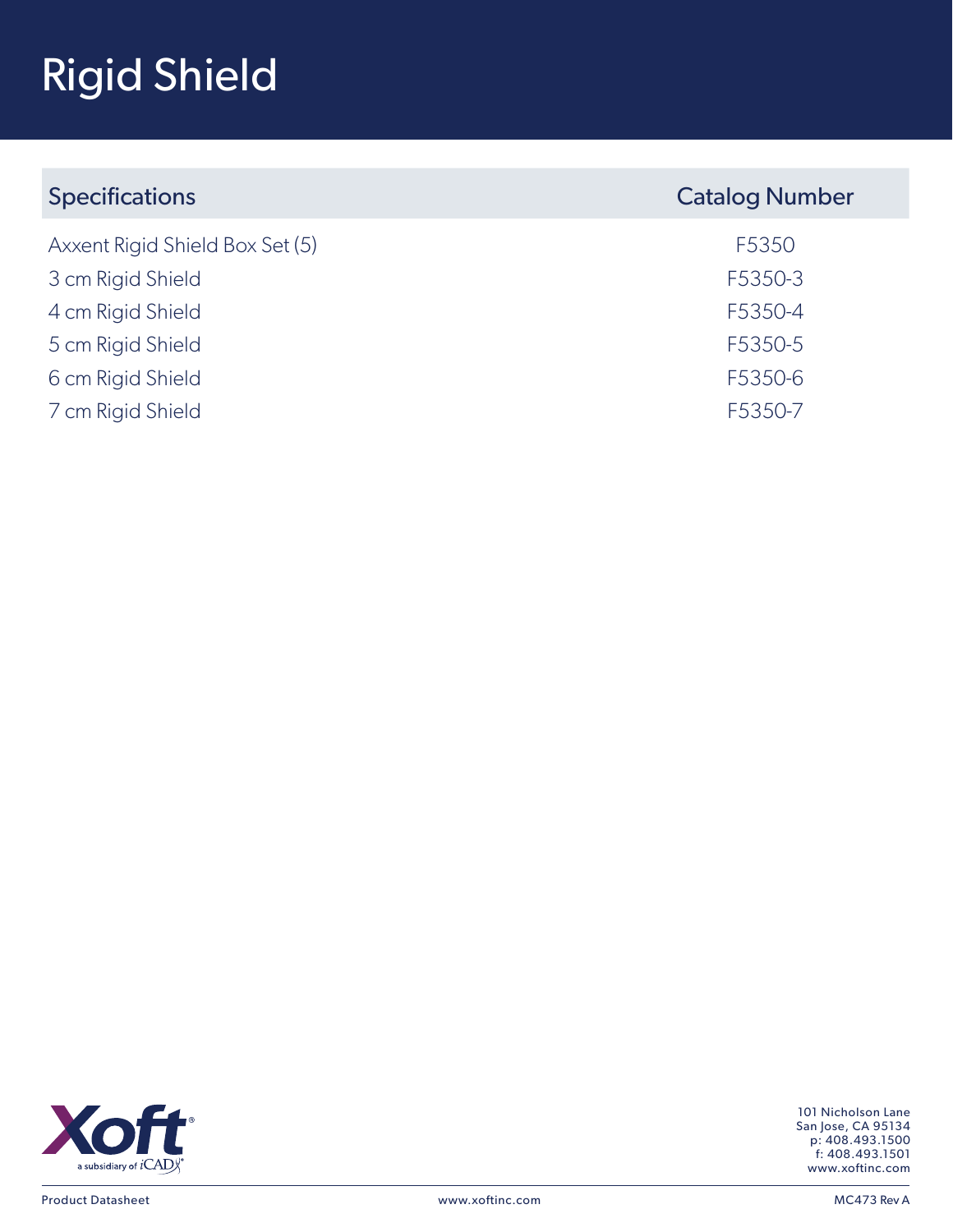# Rigid Shield

| Specifications | Catalog Number |
|---|---|
| Axxent Rigid Shield Box Set (5) | F5350 |
| 3 cm Rigid Shield | F5350-3 |
| 4 cm Rigid Shield | F5350-4 |
| 5 cm Rigid Shield | F5350-5 |
| 6 cm Rigid Shield | F5350-6 |
| 7 cm Rigid Shield | F5350-7 |

Xoft®
a subsidiary of iCAD®

101 Nicholson Lane
San Jose, CA 95134
p: 408.493.1500
f: 408.493.1501
www.xoftinc.com

Product Datasheet    www.xoftinc.com    MC473 Rev A